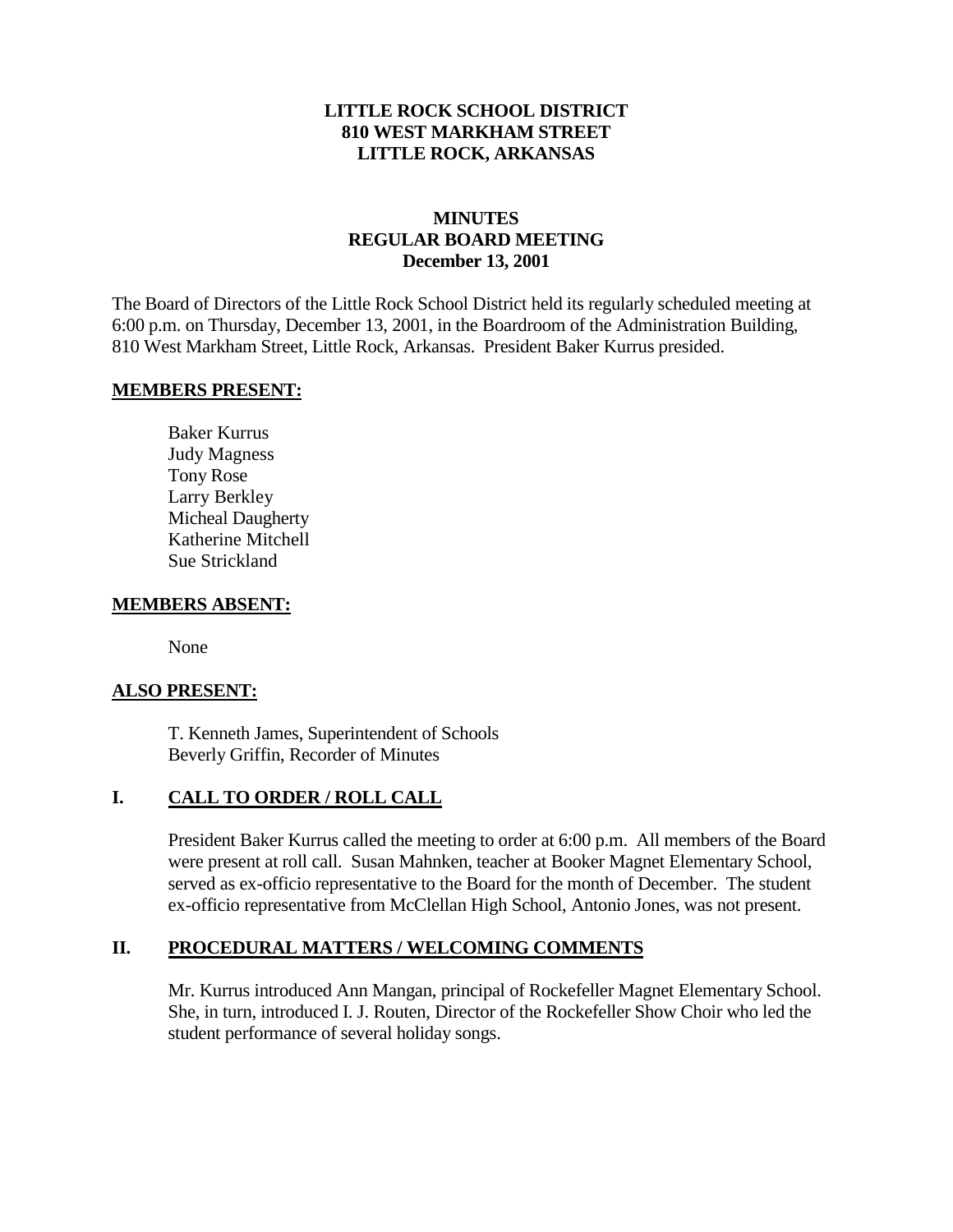**LITTLE ROCK SCHOOL DISTRICT**
**810 WEST MARKHAM STREET**
**LITTLE ROCK, ARKANSAS**

**MINUTES**
**REGULAR BOARD MEETING**
**December 13, 2001**

The Board of Directors of the Little Rock School District held its regularly scheduled meeting at 6:00 p.m. on Thursday, December 13, 2001, in the Boardroom of the Administration Building, 810 West Markham Street, Little Rock, Arkansas. President Baker Kurrus presided.

**MEMBERS PRESENT:**

Baker Kurrus
Judy Magness
Tony Rose
Larry Berkley
Micheal Daugherty
Katherine Mitchell
Sue Strickland

**MEMBERS ABSENT:**

None

**ALSO PRESENT:**

T. Kenneth James, Superintendent of Schools
Beverly Griffin, Recorder of Minutes

## I. CALL TO ORDER / ROLL CALL

President Baker Kurrus called the meeting to order at 6:00 p.m. All members of the Board were present at roll call. Susan Mahnken, teacher at Booker Magnet Elementary School, served as ex-officio representative to the Board for the month of December. The student ex-officio representative from McClellan High School, Antonio Jones, was not present.

## II. PROCEDURAL MATTERS / WELCOMING COMMENTS

Mr. Kurrus introduced Ann Mangan, principal of Rockefeller Magnet Elementary School. She, in turn, introduced I. J. Routen, Director of the Rockefeller Show Choir who led the student performance of several holiday songs.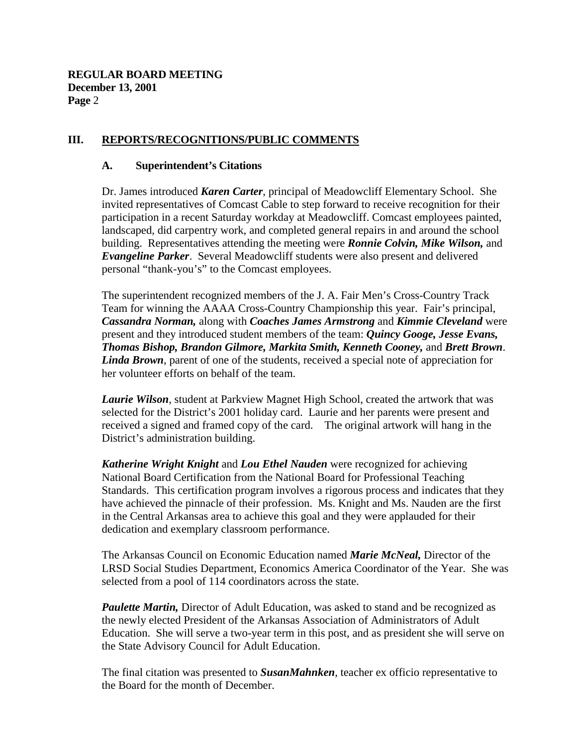## III. REPORTS/RECOGNITIONS/PUBLIC COMMENTS

### A. Superintendent's Citations

Dr. James introduced ***Karen Carter***, principal of Meadowcliff Elementary School. She invited representatives of Comcast Cable to step forward to receive recognition for their participation in a recent Saturday workday at Meadowcliff. Comcast employees painted, landscaped, did carpentry work, and completed general repairs in and around the school building. Representatives attending the meeting were ***Ronnie Colvin, Mike Wilson,*** and ***Evangeline Parker***. Several Meadowcliff students were also present and delivered personal "thank-you's" to the Comcast employees.

The superintendent recognized members of the J. A. Fair Men's Cross-Country Track Team for winning the AAAA Cross-Country Championship this year. Fair's principal, ***Cassandra Norman,*** along with ***Coaches James Armstrong*** and ***Kimmie Cleveland*** were present and they introduced student members of the team: ***Quincy Googe, Jesse Evans, Thomas Bishop, Brandon Gilmore, Markita Smith, Kenneth Cooney,*** and ***Brett Brown***. ***Linda Brown***, parent of one of the students, received a special note of appreciation for her volunteer efforts on behalf of the team.

***Laurie Wilson***, student at Parkview Magnet High School, created the artwork that was selected for the District's 2001 holiday card. Laurie and her parents were present and received a signed and framed copy of the card. The original artwork will hang in the District's administration building.

***Katherine Wright Knight*** and ***Lou Ethel Nauden*** were recognized for achieving National Board Certification from the National Board for Professional Teaching Standards. This certification program involves a rigorous process and indicates that they have achieved the pinnacle of their profession. Ms. Knight and Ms. Nauden are the first in the Central Arkansas area to achieve this goal and they were applauded for their dedication and exemplary classroom performance.

The Arkansas Council on Economic Education named ***Marie McNeal,*** Director of the LRSD Social Studies Department, Economics America Coordinator of the Year. She was selected from a pool of 114 coordinators across the state.

***Paulette Martin,*** Director of Adult Education, was asked to stand and be recognized as the newly elected President of the Arkansas Association of Administrators of Adult Education. She will serve a two-year term in this post, and as president she will serve on the State Advisory Council for Adult Education.

The final citation was presented to ***SusanMahnken***, teacher ex officio representative to the Board for the month of December.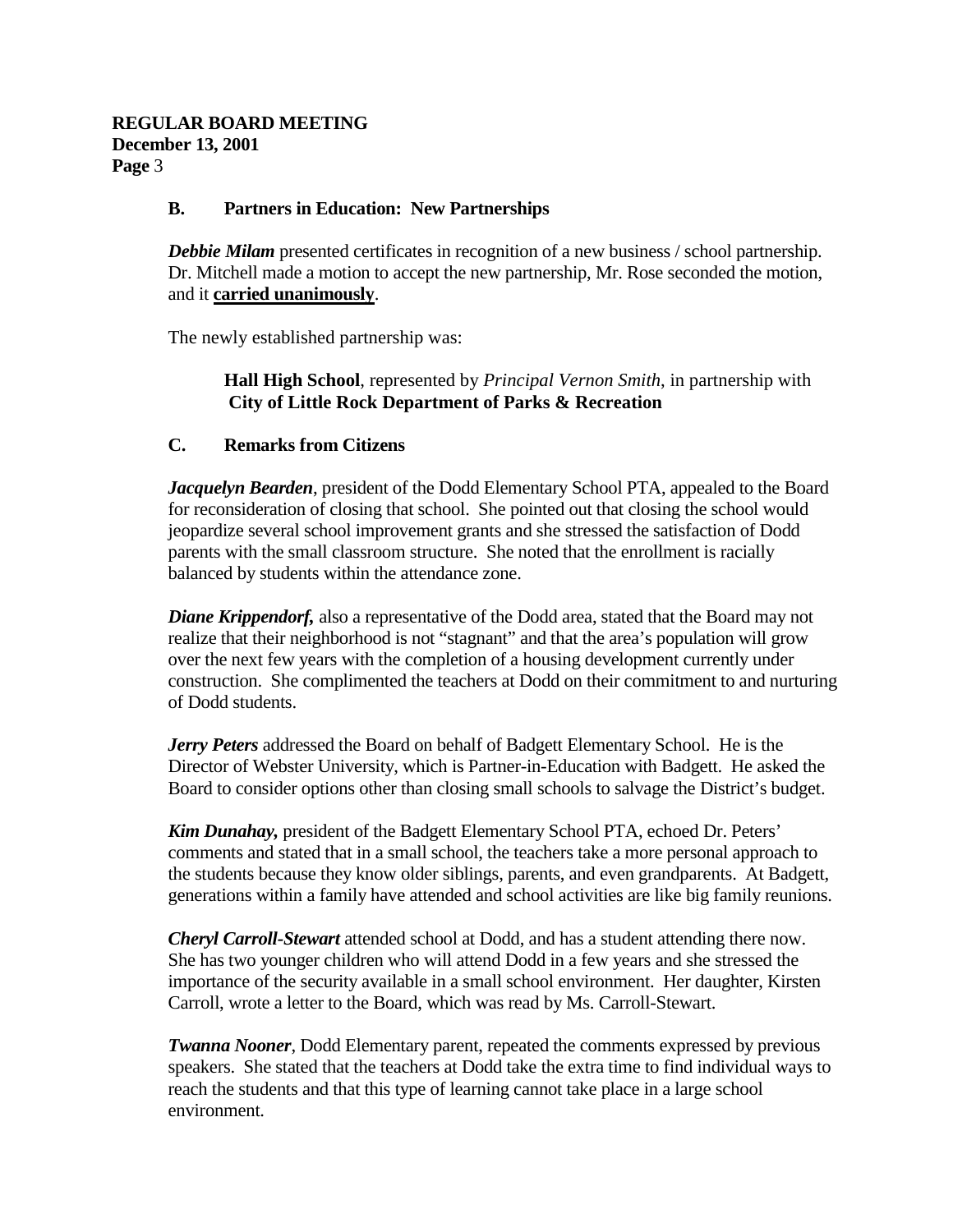### B. Partners in Education: New Partnerships

***Debbie Milam*** presented certificates in recognition of a new business / school partnership. Dr. Mitchell made a motion to accept the new partnership, Mr. Rose seconded the motion, and it **carried unanimously**.

The newly established partnership was:

> **Hall High School**, represented by *Principal Vernon Smith*, in partnership with **City of Little Rock Department of Parks & Recreation**

### C. Remarks from Citizens

***Jacquelyn Bearden***, president of the Dodd Elementary School PTA, appealed to the Board for reconsideration of closing that school. She pointed out that closing the school would jeopardize several school improvement grants and she stressed the satisfaction of Dodd parents with the small classroom structure. She noted that the enrollment is racially balanced by students within the attendance zone.

***Diane Krippendorf,*** also a representative of the Dodd area, stated that the Board may not realize that their neighborhood is not "stagnant" and that the area's population will grow over the next few years with the completion of a housing development currently under construction. She complimented the teachers at Dodd on their commitment to and nurturing of Dodd students.

***Jerry Peters*** addressed the Board on behalf of Badgett Elementary School. He is the Director of Webster University, which is Partner-in-Education with Badgett. He asked the Board to consider options other than closing small schools to salvage the District's budget.

***Kim Dunahay,*** president of the Badgett Elementary School PTA, echoed Dr. Peters' comments and stated that in a small school, the teachers take a more personal approach to the students because they know older siblings, parents, and even grandparents. At Badgett, generations within a family have attended and school activities are like big family reunions.

***Cheryl Carroll-Stewart*** attended school at Dodd, and has a student attending there now. She has two younger children who will attend Dodd in a few years and she stressed the importance of the security available in a small school environment. Her daughter, Kirsten Carroll, wrote a letter to the Board, which was read by Ms. Carroll-Stewart.

***Twanna Nooner***, Dodd Elementary parent, repeated the comments expressed by previous speakers. She stated that the teachers at Dodd take the extra time to find individual ways to reach the students and that this type of learning cannot take place in a large school environment.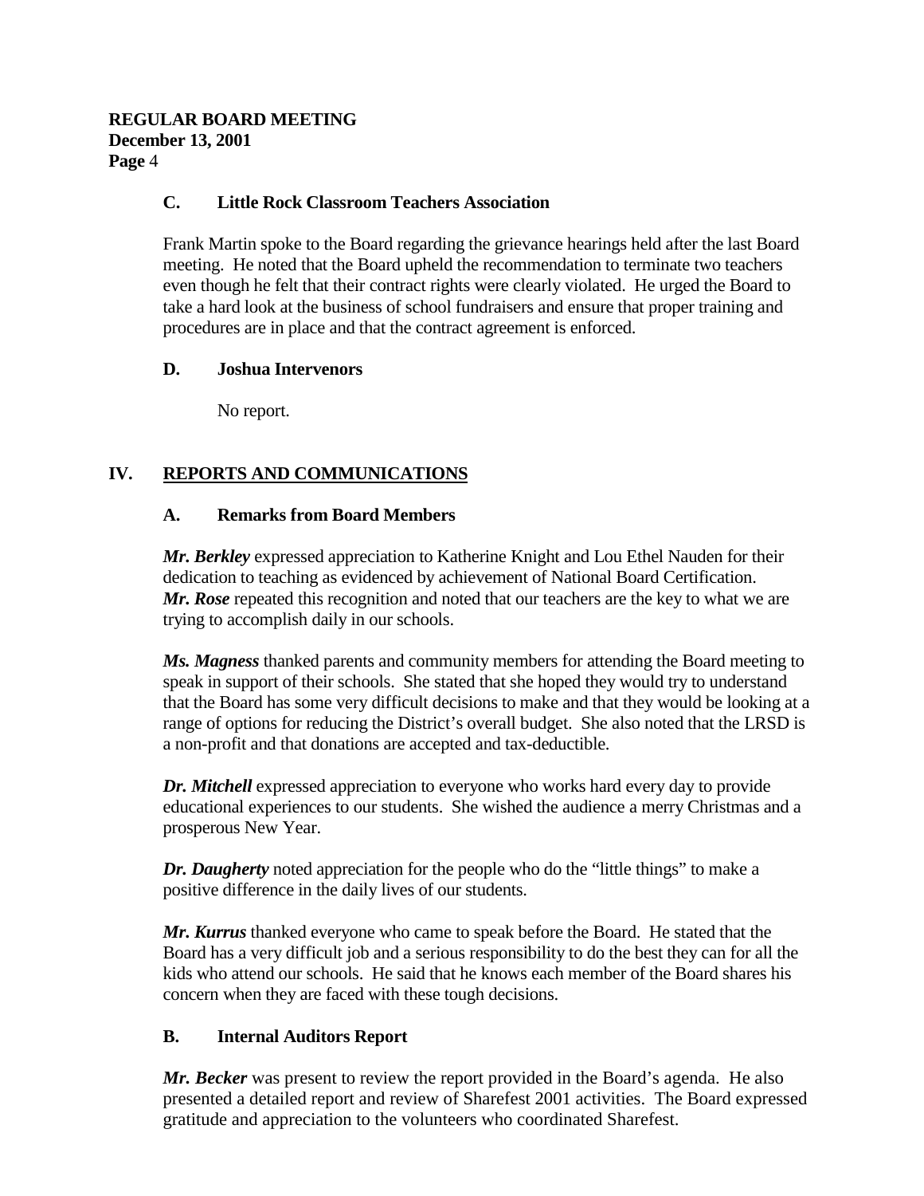### C. Little Rock Classroom Teachers Association

Frank Martin spoke to the Board regarding the grievance hearings held after the last Board meeting. He noted that the Board upheld the recommendation to terminate two teachers even though he felt that their contract rights were clearly violated. He urged the Board to take a hard look at the business of school fundraisers and ensure that proper training and procedures are in place and that the contract agreement is enforced.

### D. Joshua Intervenors

No report.

## IV. REPORTS AND COMMUNICATIONS

### A. Remarks from Board Members

***Mr. Berkley*** expressed appreciation to Katherine Knight and Lou Ethel Nauden for their dedication to teaching as evidenced by achievement of National Board Certification. ***Mr. Rose*** repeated this recognition and noted that our teachers are the key to what we are trying to accomplish daily in our schools.

***Ms. Magness*** thanked parents and community members for attending the Board meeting to speak in support of their schools. She stated that she hoped they would try to understand that the Board has some very difficult decisions to make and that they would be looking at a range of options for reducing the District's overall budget. She also noted that the LRSD is a non-profit and that donations are accepted and tax-deductible.

***Dr. Mitchell*** expressed appreciation to everyone who works hard every day to provide educational experiences to our students. She wished the audience a merry Christmas and a prosperous New Year.

***Dr. Daugherty*** noted appreciation for the people who do the "little things" to make a positive difference in the daily lives of our students.

***Mr. Kurrus*** thanked everyone who came to speak before the Board. He stated that the Board has a very difficult job and a serious responsibility to do the best they can for all the kids who attend our schools. He said that he knows each member of the Board shares his concern when they are faced with these tough decisions.

### B. Internal Auditors Report

***Mr. Becker*** was present to review the report provided in the Board's agenda. He also presented a detailed report and review of Sharefest 2001 activities. The Board expressed gratitude and appreciation to the volunteers who coordinated Sharefest.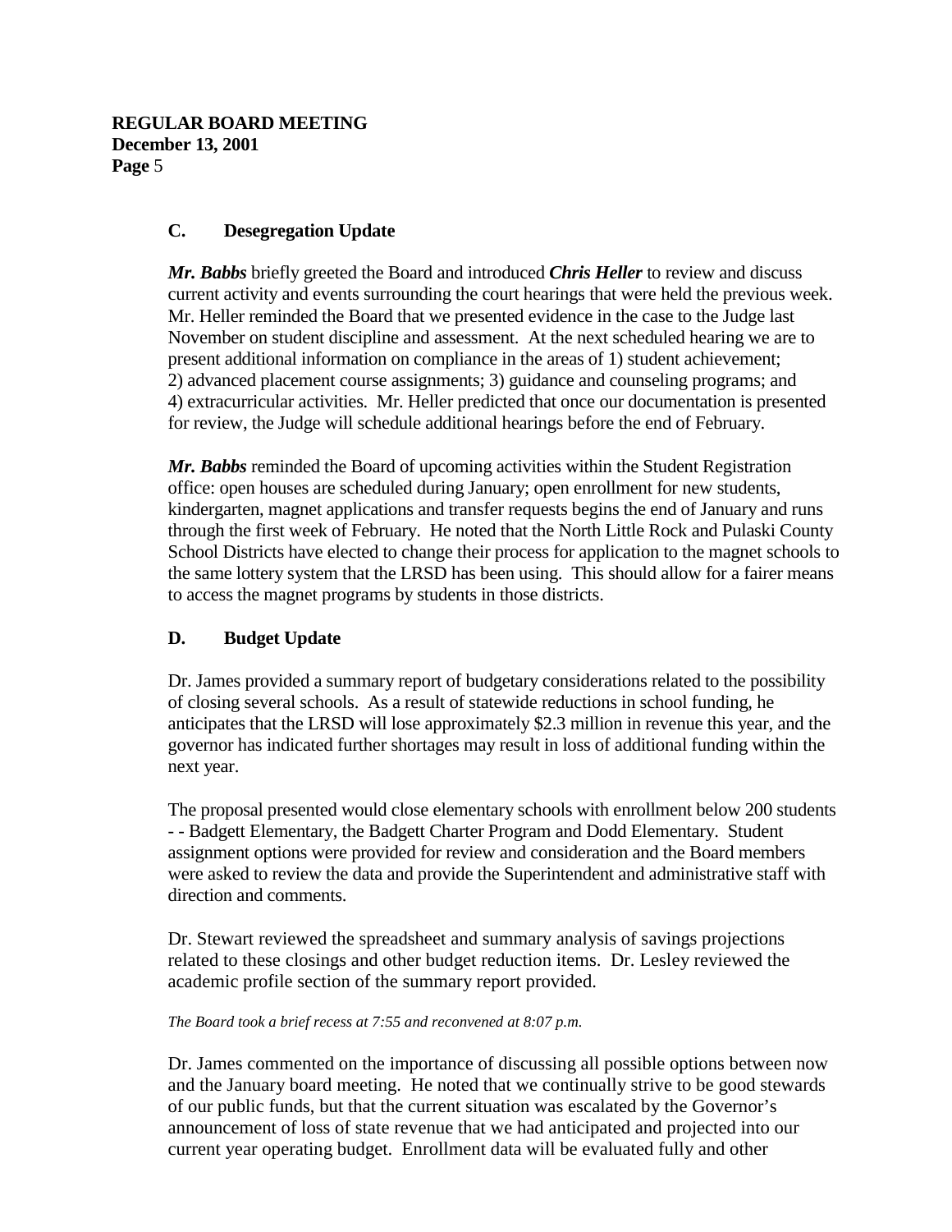### C. Desegregation Update

***Mr. Babbs*** briefly greeted the Board and introduced ***Chris Heller*** to review and discuss current activity and events surrounding the court hearings that were held the previous week. Mr. Heller reminded the Board that we presented evidence in the case to the Judge last November on student discipline and assessment. At the next scheduled hearing we are to present additional information on compliance in the areas of 1) student achievement; 2) advanced placement course assignments; 3) guidance and counseling programs; and 4) extracurricular activities. Mr. Heller predicted that once our documentation is presented for review, the Judge will schedule additional hearings before the end of February.

***Mr. Babbs*** reminded the Board of upcoming activities within the Student Registration office: open houses are scheduled during January; open enrollment for new students, kindergarten, magnet applications and transfer requests begins the end of January and runs through the first week of February. He noted that the North Little Rock and Pulaski County School Districts have elected to change their process for application to the magnet schools to the same lottery system that the LRSD has been using. This should allow for a fairer means to access the magnet programs by students in those districts.

### D. Budget Update

Dr. James provided a summary report of budgetary considerations related to the possibility of closing several schools. As a result of statewide reductions in school funding, he anticipates that the LRSD will lose approximately $2.3 million in revenue this year, and the governor has indicated further shortages may result in loss of additional funding within the next year.

The proposal presented would close elementary schools with enrollment below 200 students - - Badgett Elementary, the Badgett Charter Program and Dodd Elementary. Student assignment options were provided for review and consideration and the Board members were asked to review the data and provide the Superintendent and administrative staff with direction and comments.

Dr. Stewart reviewed the spreadsheet and summary analysis of savings projections related to these closings and other budget reduction items. Dr. Lesley reviewed the academic profile section of the summary report provided.

*The Board took a brief recess at 7:55 and reconvened at 8:07 p.m.*

Dr. James commented on the importance of discussing all possible options between now and the January board meeting. He noted that we continually strive to be good stewards of our public funds, but that the current situation was escalated by the Governor's announcement of loss of state revenue that we had anticipated and projected into our current year operating budget. Enrollment data will be evaluated fully and other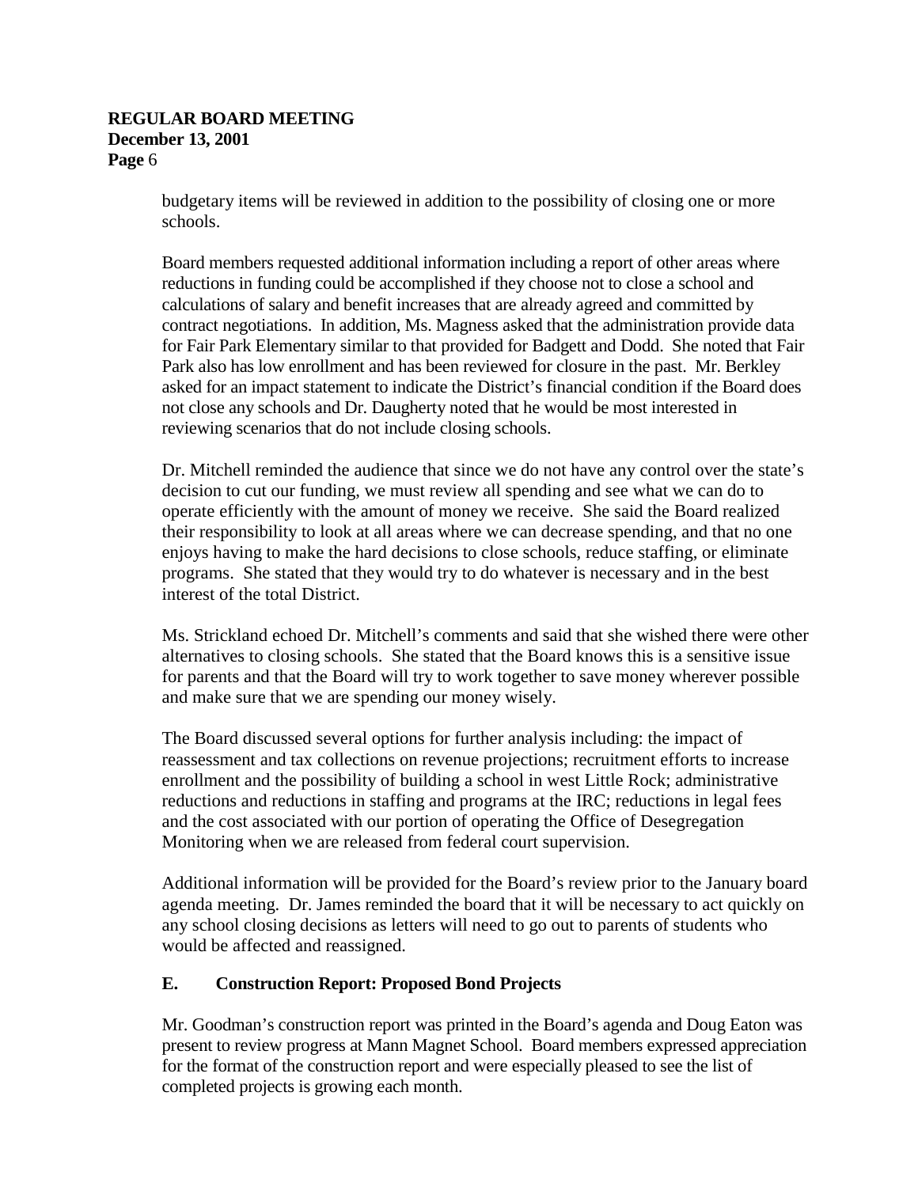budgetary items will be reviewed in addition to the possibility of closing one or more schools.

Board members requested additional information including a report of other areas where reductions in funding could be accomplished if they choose not to close a school and calculations of salary and benefit increases that are already agreed and committed by contract negotiations. In addition, Ms. Magness asked that the administration provide data for Fair Park Elementary similar to that provided for Badgett and Dodd. She noted that Fair Park also has low enrollment and has been reviewed for closure in the past. Mr. Berkley asked for an impact statement to indicate the District's financial condition if the Board does not close any schools and Dr. Daugherty noted that he would be most interested in reviewing scenarios that do not include closing schools.

Dr. Mitchell reminded the audience that since we do not have any control over the state's decision to cut our funding, we must review all spending and see what we can do to operate efficiently with the amount of money we receive. She said the Board realized their responsibility to look at all areas where we can decrease spending, and that no one enjoys having to make the hard decisions to close schools, reduce staffing, or eliminate programs. She stated that they would try to do whatever is necessary and in the best interest of the total District.

Ms. Strickland echoed Dr. Mitchell's comments and said that she wished there were other alternatives to closing schools. She stated that the Board knows this is a sensitive issue for parents and that the Board will try to work together to save money wherever possible and make sure that we are spending our money wisely.

The Board discussed several options for further analysis including: the impact of reassessment and tax collections on revenue projections; recruitment efforts to increase enrollment and the possibility of building a school in west Little Rock; administrative reductions and reductions in staffing and programs at the IRC; reductions in legal fees and the cost associated with our portion of operating the Office of Desegregation Monitoring when we are released from federal court supervision.

Additional information will be provided for the Board's review prior to the January board agenda meeting. Dr. James reminded the board that it will be necessary to act quickly on any school closing decisions as letters will need to go out to parents of students who would be affected and reassigned.

**E. Construction Report: Proposed Bond Projects**

Mr. Goodman's construction report was printed in the Board's agenda and Doug Eaton was present to review progress at Mann Magnet School. Board members expressed appreciation for the format of the construction report and were especially pleased to see the list of completed projects is growing each month.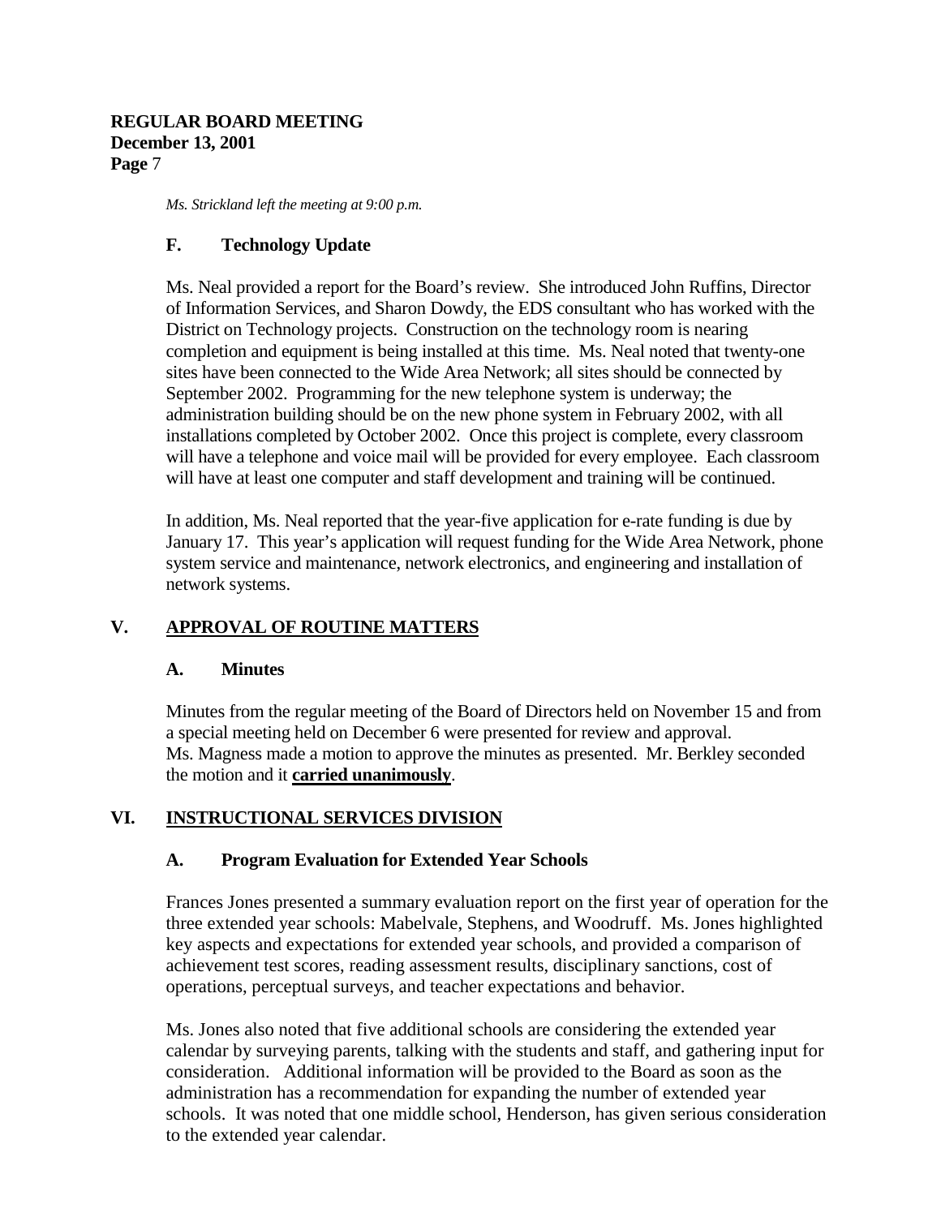*Ms. Strickland left the meeting at 9:00 p.m.*

### F. Technology Update

Ms. Neal provided a report for the Board's review. She introduced John Ruffins, Director of Information Services, and Sharon Dowdy, the EDS consultant who has worked with the District on Technology projects. Construction on the technology room is nearing completion and equipment is being installed at this time. Ms. Neal noted that twenty-one sites have been connected to the Wide Area Network; all sites should be connected by September 2002. Programming for the new telephone system is underway; the administration building should be on the new phone system in February 2002, with all installations completed by October 2002. Once this project is complete, every classroom will have a telephone and voice mail will be provided for every employee. Each classroom will have at least one computer and staff development and training will be continued.

In addition, Ms. Neal reported that the year-five application for e-rate funding is due by January 17. This year's application will request funding for the Wide Area Network, phone system service and maintenance, network electronics, and engineering and installation of network systems.

## V. APPROVAL OF ROUTINE MATTERS

### A. Minutes

Minutes from the regular meeting of the Board of Directors held on November 15 and from a special meeting held on December 6 were presented for review and approval. Ms. Magness made a motion to approve the minutes as presented. Mr. Berkley seconded the motion and it **carried unanimously**.

## VI. INSTRUCTIONAL SERVICES DIVISION

### A. Program Evaluation for Extended Year Schools

Frances Jones presented a summary evaluation report on the first year of operation for the three extended year schools: Mabelvale, Stephens, and Woodruff. Ms. Jones highlighted key aspects and expectations for extended year schools, and provided a comparison of achievement test scores, reading assessment results, disciplinary sanctions, cost of operations, perceptual surveys, and teacher expectations and behavior.

Ms. Jones also noted that five additional schools are considering the extended year calendar by surveying parents, talking with the students and staff, and gathering input for consideration. Additional information will be provided to the Board as soon as the administration has a recommendation for expanding the number of extended year schools. It was noted that one middle school, Henderson, has given serious consideration to the extended year calendar.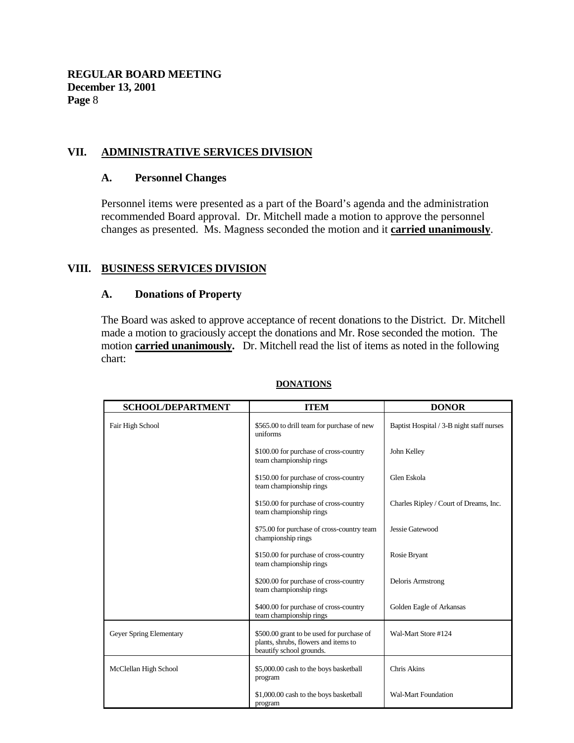## VII. ADMINISTRATIVE SERVICES DIVISION

### A. Personnel Changes

Personnel items were presented as a part of the Board's agenda and the administration recommended Board approval. Dr. Mitchell made a motion to approve the personnel changes as presented. Ms. Magness seconded the motion and it **carried unanimously**.

## VIII. BUSINESS SERVICES DIVISION

### A. Donations of Property

The Board was asked to approve acceptance of recent donations to the District. Dr. Mitchell made a motion to graciously accept the donations and Mr. Rose seconded the motion. The motion **carried unanimously.** Dr. Mitchell read the list of items as noted in the following chart:

**DONATIONS**

| SCHOOL/DEPARTMENT | ITEM | DONOR |
|---|---|---|
| Fair High School | $565.00 to drill team for purchase of new uniforms | Baptist Hospital / 3-B night staff nurses |
| | $100.00 for purchase of cross-country team championship rings | John Kelley |
| | $150.00 for purchase of cross-country team championship rings | Glen Eskola |
| | $150.00 for purchase of cross-country team championship rings | Charles Ripley / Court of Dreams, Inc. |
| | $75.00 for purchase of cross-country team championship rings | Jessie Gatewood |
| | $150.00 for purchase of cross-country team championship rings | Rosie Bryant |
| | $200.00 for purchase of cross-country team championship rings | Deloris Armstrong |
| | $400.00 for purchase of cross-country team championship rings | Golden Eagle of Arkansas |
| Geyer Spring Elementary | $500.00 grant to be used for purchase of plants, shrubs, flowers and items to beautify school grounds. | Wal-Mart Store #124 |
| McClellan High School | $5,000.00 cash to the boys basketball program | Chris Akins |
| | $1,000.00 cash to the boys basketball program | Wal-Mart Foundation |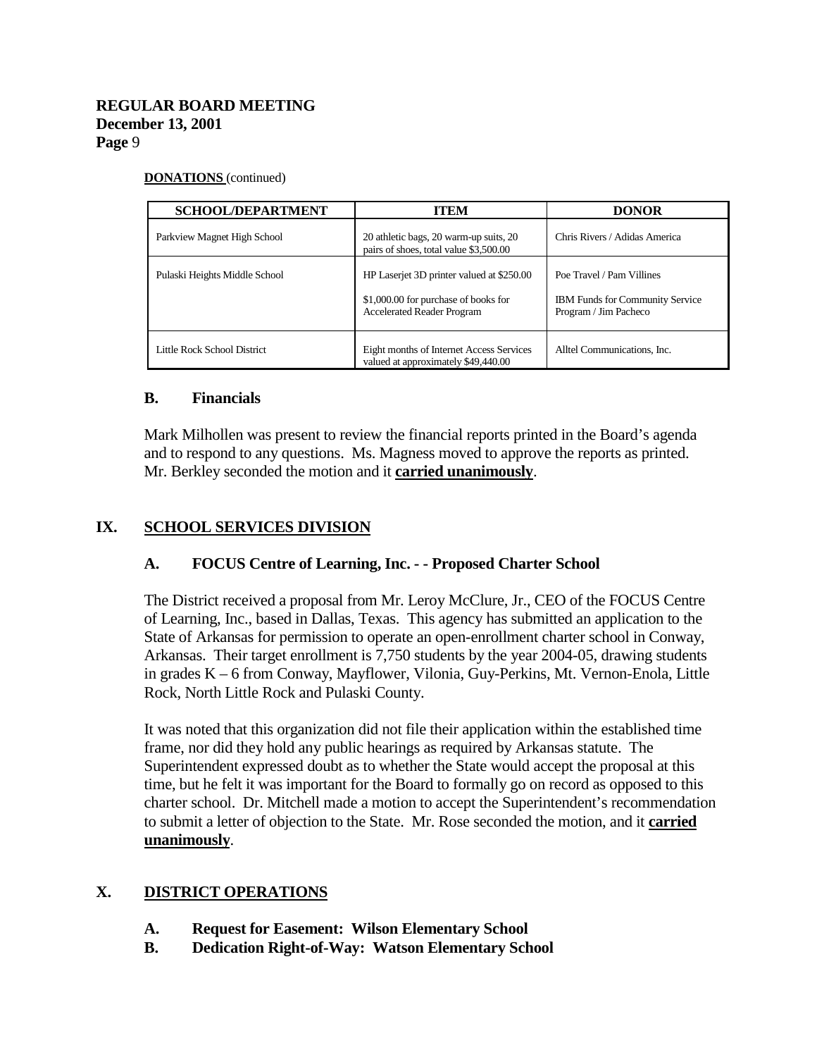**DONATIONS** (continued)

| SCHOOL/DEPARTMENT | ITEM | DONOR |
|---|---|---|
| Parkview Magnet High School | 20 athletic bags, 20 warm-up suits, 20 pairs of shoes, total value $3,500.00 | Chris Rivers / Adidas America |
| Pulaski Heights Middle School | HP Laserjet 3D printer valued at $250.00<br><br>$1,000.00 for purchase of books for Accelerated Reader Program | Poe Travel / Pam Villines<br><br>IBM Funds for Community Service Program / Jim Pacheco |
| Little Rock School District | Eight months of Internet Access Services valued at approximately $49,440.00 | Alltel Communications, Inc. |

### B. Financials

Mark Milhollen was present to review the financial reports printed in the Board's agenda and to respond to any questions. Ms. Magness moved to approve the reports as printed. Mr. Berkley seconded the motion and it **carried unanimously**.

## IX. SCHOOL SERVICES DIVISION

### A. FOCUS Centre of Learning, Inc. - - Proposed Charter School

The District received a proposal from Mr. Leroy McClure, Jr., CEO of the FOCUS Centre of Learning, Inc., based in Dallas, Texas. This agency has submitted an application to the State of Arkansas for permission to operate an open-enrollment charter school in Conway, Arkansas. Their target enrollment is 7,750 students by the year 2004-05, drawing students in grades K – 6 from Conway, Mayflower, Vilonia, Guy-Perkins, Mt. Vernon-Enola, Little Rock, North Little Rock and Pulaski County.

It was noted that this organization did not file their application within the established time frame, nor did they hold any public hearings as required by Arkansas statute. The Superintendent expressed doubt as to whether the State would accept the proposal at this time, but he felt it was important for the Board to formally go on record as opposed to this charter school. Dr. Mitchell made a motion to accept the Superintendent's recommendation to submit a letter of objection to the State. Mr. Rose seconded the motion, and it **carried unanimously**.

## X. DISTRICT OPERATIONS

### A. Request for Easement: Wilson Elementary School

### B. Dedication Right-of-Way: Watson Elementary School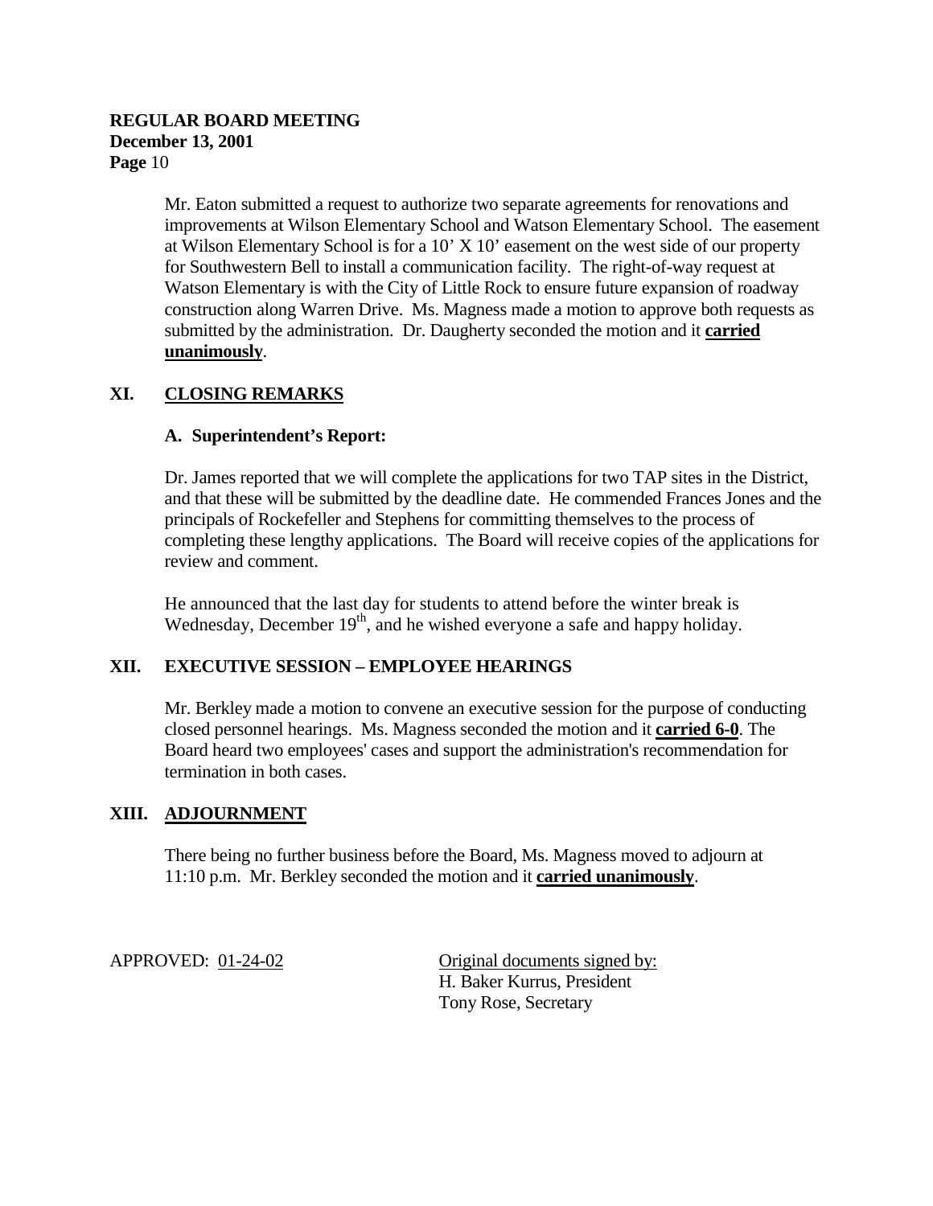Mr. Eaton submitted a request to authorize two separate agreements for renovations and improvements at Wilson Elementary School and Watson Elementary School. The easement at Wilson Elementary School is for a 10' X 10' easement on the west side of our property for Southwestern Bell to install a communication facility. The right-of-way request at Watson Elementary is with the City of Little Rock to ensure future expansion of roadway construction along Warren Drive. Ms. Magness made a motion to approve both requests as submitted by the administration. Dr. Daugherty seconded the motion and it **carried unanimously**.

## XI. CLOSING REMARKS

### A. Superintendent's Report:

Dr. James reported that we will complete the applications for two TAP sites in the District, and that these will be submitted by the deadline date. He commended Frances Jones and the principals of Rockefeller and Stephens for committing themselves to the process of completing these lengthy applications. The Board will receive copies of the applications for review and comment.

He announced that the last day for students to attend before the winter break is Wednesday, December 19th, and he wished everyone a safe and happy holiday.

## XII. EXECUTIVE SESSION – EMPLOYEE HEARINGS

Mr. Berkley made a motion to convene an executive session for the purpose of conducting closed personnel hearings. Ms. Magness seconded the motion and it **carried 6-0**. The Board heard two employees' cases and support the administration's recommendation for termination in both cases.

## XIII. ADJOURNMENT

There being no further business before the Board, Ms. Magness moved to adjourn at 11:10 p.m. Mr. Berkley seconded the motion and it **carried unanimously**.

APPROVED: 01-24-02

Original documents signed by:
H. Baker Kurrus, President
Tony Rose, Secretary